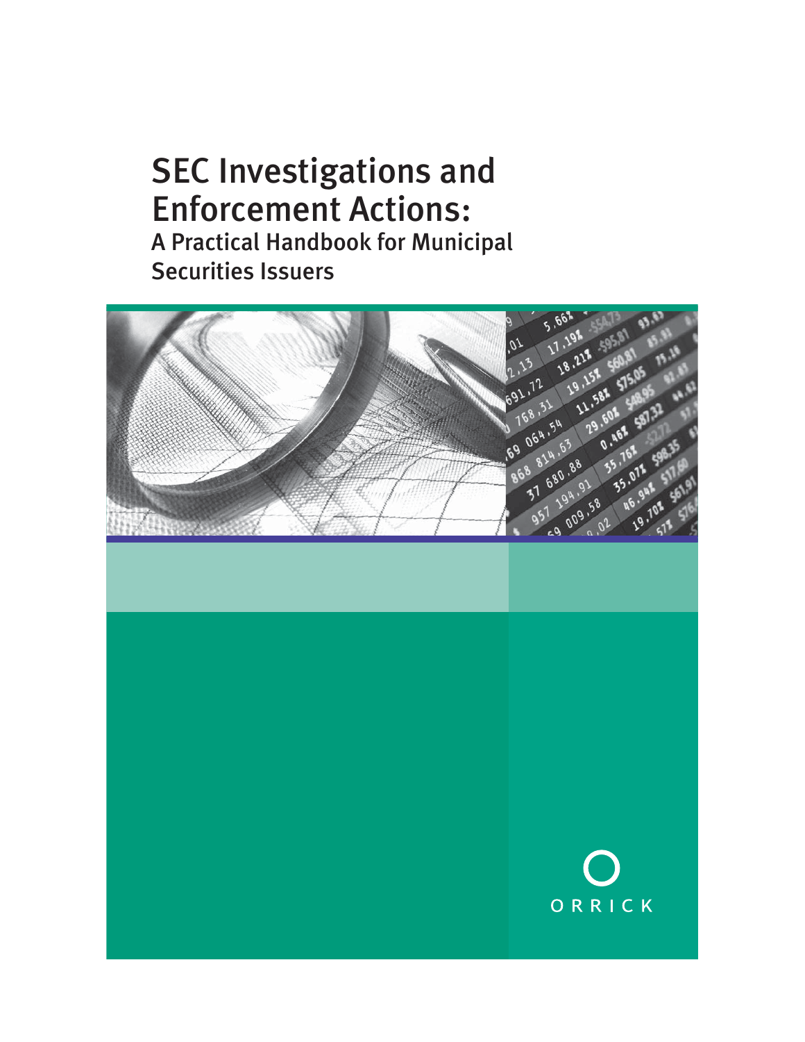# SEC Investigations and Enforcement Actions:

## A Practical Handbook for Municipal Securities Issuers

ORRICK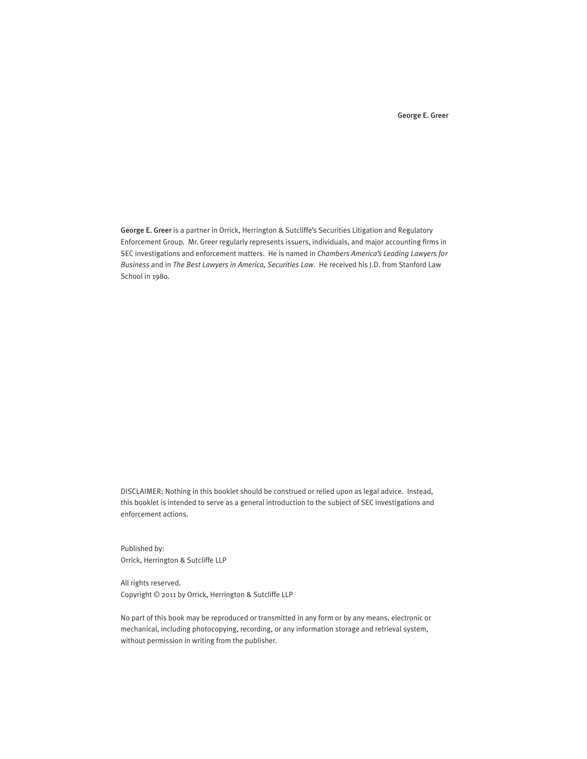George E. Greer

**George E. Greer** is a partner in Orrick, Herrington & Sutcliffe's Securities Litigation and Regulatory Enforcement Group. Mr. Greer regularly represents issuers, individuals, and major accounting firms in SEC investigations and enforcement matters. He is named in *Chambers America's Leading Lawyers for Business* and in *The Best Lawyers in America, Securities Law*. He received his J.D. from Stanford Law School in 1980.

DISCLAIMER: Nothing in this booklet should be construed or relied upon as legal advice. Instead, this booklet is intended to serve as a general introduction to the subject of SEC investigations and enforcement actions.

Published by:
Orrick, Herrington & Sutcliffe LLP

All rights reserved.
Copyright © 2011 by Orrick, Herrington & Sutcliffe LLP

No part of this book may be reproduced or transmitted in any form or by any means, electronic or mechanical, including photocopying, recording, or any information storage and retrieval system, without permission in writing from the publisher.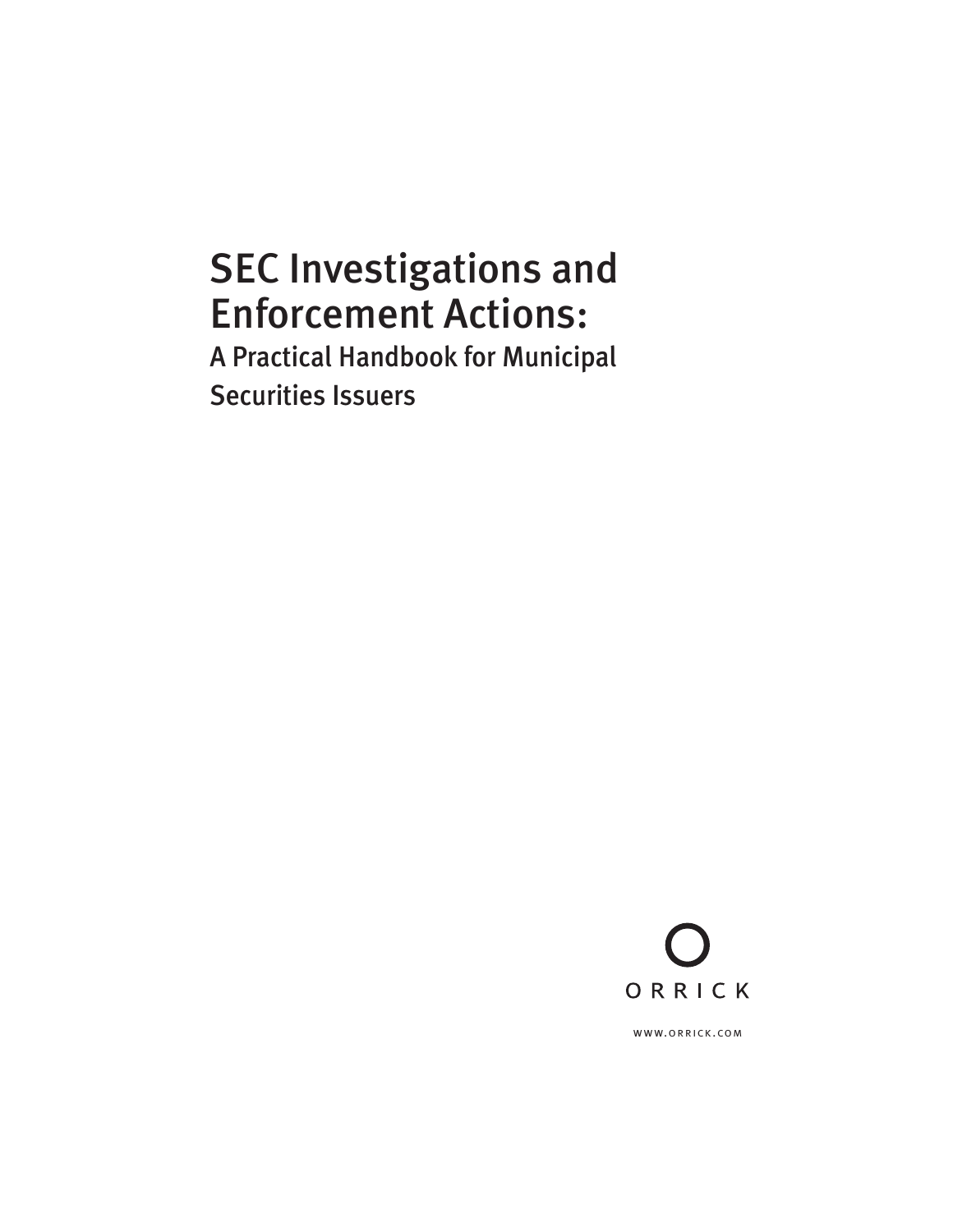# SEC Investigations and Enforcement Actions:

## A Practical Handbook for Municipal Securities Issuers

ORRICK

WWW.ORRICK.COM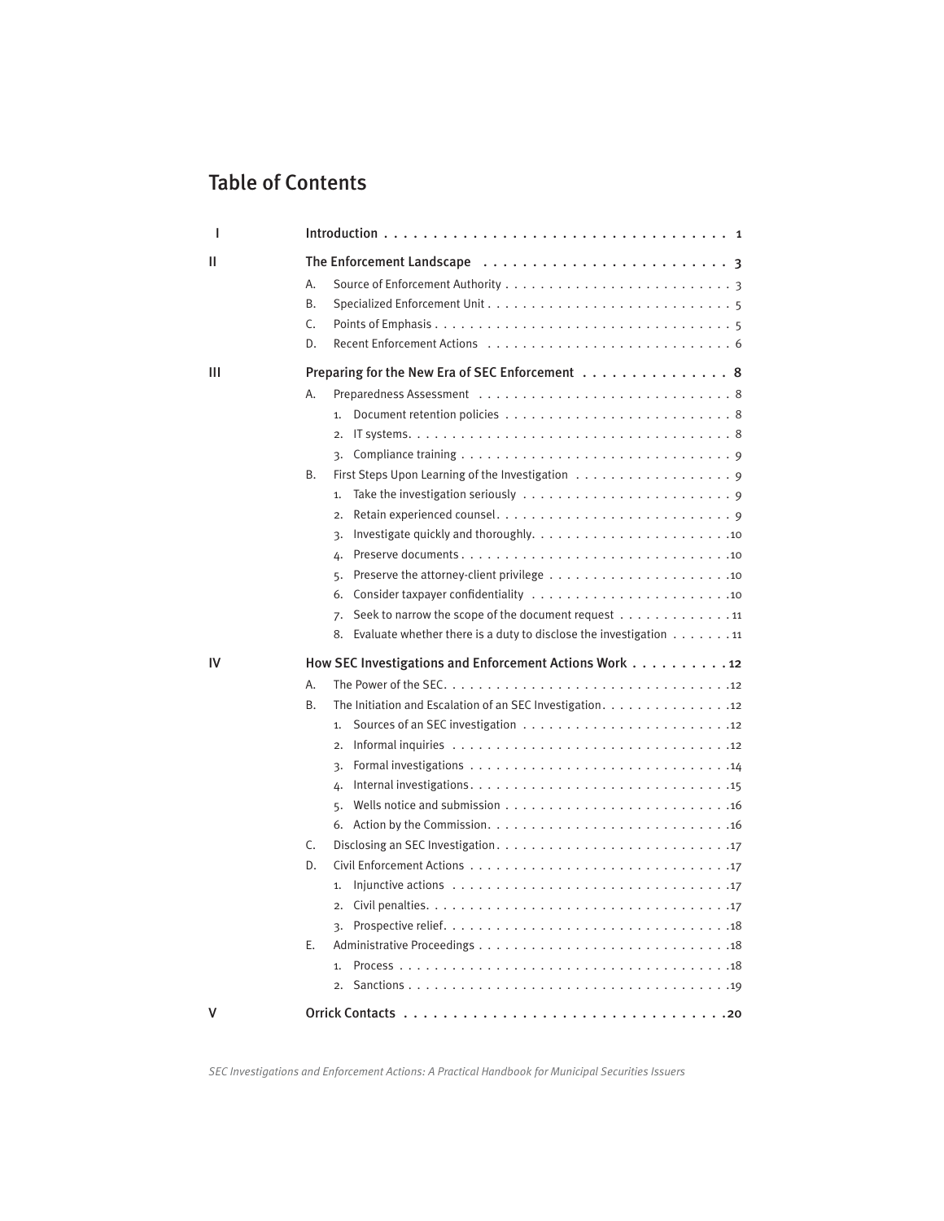# Table of Contents

| | | |
|---|---|---|
| I | Introduction | 1 |
| II | **The Enforcement Landscape** | **3** |
| | A. Source of Enforcement Authority | 3 |
| | B. Specialized Enforcement Unit | 5 |
| | C. Points of Emphasis | 5 |
| | D. Recent Enforcement Actions | 6 |
| III | **Preparing for the New Era of SEC Enforcement** | **8** |
| | A. Preparedness Assessment | 8 |
| | 1. Document retention policies | 8 |
| | 2. IT systems | 8 |
| | 3. Compliance training | 9 |
| | B. First Steps Upon Learning of the Investigation | 9 |
| | 1. Take the investigation seriously | 9 |
| | 2. Retain experienced counsel | 9 |
| | 3. Investigate quickly and thoroughly | 10 |
| | 4. Preserve documents | 10 |
| | 5. Preserve the attorney-client privilege | 10 |
| | 6. Consider taxpayer confidentiality | 10 |
| | 7. Seek to narrow the scope of the document request | 11 |
| | 8. Evaluate whether there is a duty to disclose the investigation | 11 |
| IV | **How SEC Investigations and Enforcement Actions Work** | **12** |
| | A. The Power of the SEC | 12 |
| | B. The Initiation and Escalation of an SEC Investigation | 12 |
| | 1. Sources of an SEC investigation | 12 |
| | 2. Informal inquiries | 12 |
| | 3. Formal investigations | 14 |
| | 4. Internal investigations | 15 |
| | 5. Wells notice and submission | 16 |
| | 6. Action by the Commission | 16 |
| | C. Disclosing an SEC Investigation | 17 |
| | D. Civil Enforcement Actions | 17 |
| | 1. Injunctive actions | 17 |
| | 2. Civil penalties | 17 |
| | 3. Prospective relief | 18 |
| | E. Administrative Proceedings | 18 |
| | 1. Process | 18 |
| | 2. Sanctions | 19 |
| V | **Orrick Contacts** | **20** |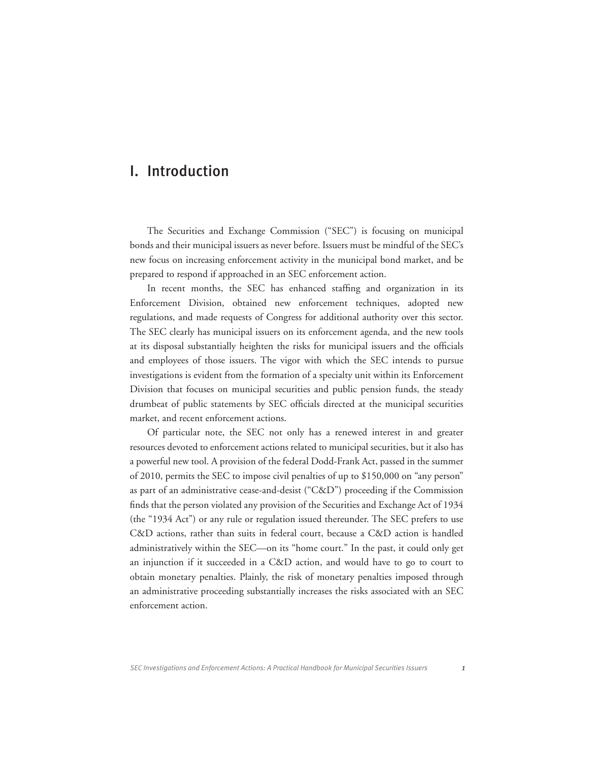# I. Introduction

The Securities and Exchange Commission ("SEC") is focusing on municipal bonds and their municipal issuers as never before. Issuers must be mindful of the SEC's new focus on increasing enforcement activity in the municipal bond market, and be prepared to respond if approached in an SEC enforcement action.

In recent months, the SEC has enhanced staffing and organization in its Enforcement Division, obtained new enforcement techniques, adopted new regulations, and made requests of Congress for additional authority over this sector. The SEC clearly has municipal issuers on its enforcement agenda, and the new tools at its disposal substantially heighten the risks for municipal issuers and the officials and employees of those issuers. The vigor with which the SEC intends to pursue investigations is evident from the formation of a specialty unit within its Enforcement Division that focuses on municipal securities and public pension funds, the steady drumbeat of public statements by SEC officials directed at the municipal securities market, and recent enforcement actions.

Of particular note, the SEC not only has a renewed interest in and greater resources devoted to enforcement actions related to municipal securities, but it also has a powerful new tool. A provision of the federal Dodd-Frank Act, passed in the summer of 2010, permits the SEC to impose civil penalties of up to $150,000 on "any person" as part of an administrative cease-and-desist ("C&D") proceeding if the Commission finds that the person violated any provision of the Securities and Exchange Act of 1934 (the "1934 Act") or any rule or regulation issued thereunder. The SEC prefers to use C&D actions, rather than suits in federal court, because a C&D action is handled administratively within the SEC—on its "home court." In the past, it could only get an injunction if it succeeded in a C&D action, and would have to go to court to obtain monetary penalties. Plainly, the risk of monetary penalties imposed through an administrative proceeding substantially increases the risks associated with an SEC enforcement action.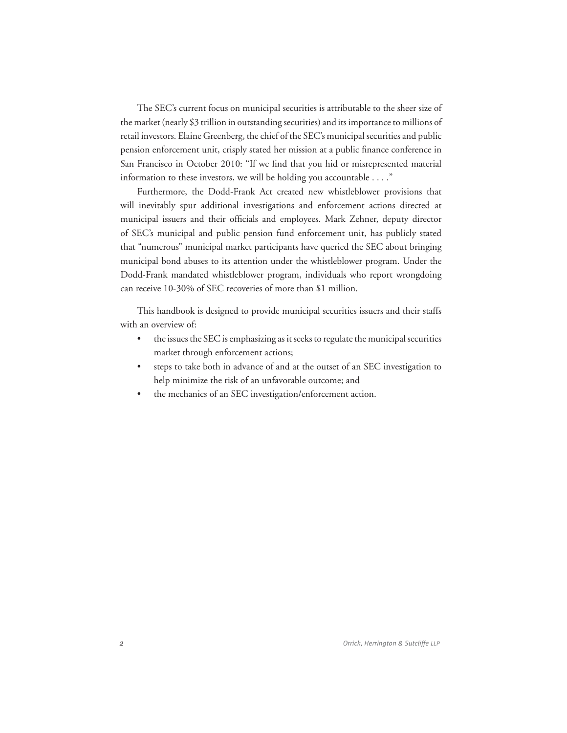The SEC's current focus on municipal securities is attributable to the sheer size of the market (nearly $3 trillion in outstanding securities) and its importance to millions of retail investors. Elaine Greenberg, the chief of the SEC's municipal securities and public pension enforcement unit, crisply stated her mission at a public finance conference in San Francisco in October 2010: "If we find that you hid or misrepresented material information to these investors, we will be holding you accountable . . . ."

Furthermore, the Dodd-Frank Act created new whistleblower provisions that will inevitably spur additional investigations and enforcement actions directed at municipal issuers and their officials and employees. Mark Zehner, deputy director of SEC's municipal and public pension fund enforcement unit, has publicly stated that "numerous" municipal market participants have queried the SEC about bringing municipal bond abuses to its attention under the whistleblower program. Under the Dodd-Frank mandated whistleblower program, individuals who report wrongdoing can receive 10-30% of SEC recoveries of more than $1 million.

This handbook is designed to provide municipal securities issuers and their staffs with an overview of:

- the issues the SEC is emphasizing as it seeks to regulate the municipal securities market through enforcement actions;
- steps to take both in advance of and at the outset of an SEC investigation to help minimize the risk of an unfavorable outcome; and
- the mechanics of an SEC investigation/enforcement action.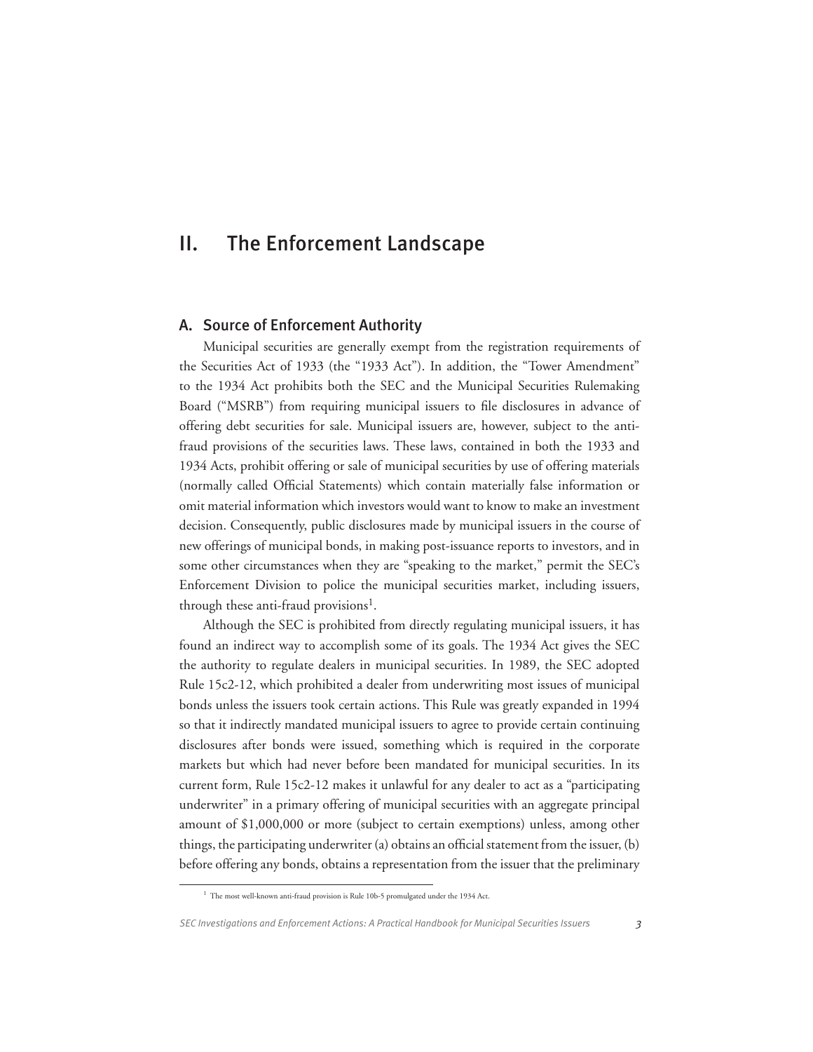# II. The Enforcement Landscape

## A. Source of Enforcement Authority

Municipal securities are generally exempt from the registration requirements of the Securities Act of 1933 (the "1933 Act"). In addition, the "Tower Amendment" to the 1934 Act prohibits both the SEC and the Municipal Securities Rulemaking Board ("MSRB") from requiring municipal issuers to file disclosures in advance of offering debt securities for sale. Municipal issuers are, however, subject to the anti-fraud provisions of the securities laws. These laws, contained in both the 1933 and 1934 Acts, prohibit offering or sale of municipal securities by use of offering materials (normally called Official Statements) which contain materially false information or omit material information which investors would want to know to make an investment decision. Consequently, public disclosures made by municipal issuers in the course of new offerings of municipal bonds, in making post-issuance reports to investors, and in some other circumstances when they are "speaking to the market," permit the SEC's Enforcement Division to police the municipal securities market, including issuers, through these anti-fraud provisions[1].

Although the SEC is prohibited from directly regulating municipal issuers, it has found an indirect way to accomplish some of its goals. The 1934 Act gives the SEC the authority to regulate dealers in municipal securities. In 1989, the SEC adopted Rule 15c2-12, which prohibited a dealer from underwriting most issues of municipal bonds unless the issuers took certain actions. This Rule was greatly expanded in 1994 so that it indirectly mandated municipal issuers to agree to provide certain continuing disclosures after bonds were issued, something which is required in the corporate markets but which had never before been mandated for municipal securities. In its current form, Rule 15c2-12 makes it unlawful for any dealer to act as a "participating underwriter" in a primary offering of municipal securities with an aggregate principal amount of $1,000,000 or more (subject to certain exemptions) unless, among other things, the participating underwriter (a) obtains an official statement from the issuer, (b) before offering any bonds, obtains a representation from the issuer that the preliminary

[1] The most well-known anti-fraud provision is Rule 10b-5 promulgated under the 1934 Act.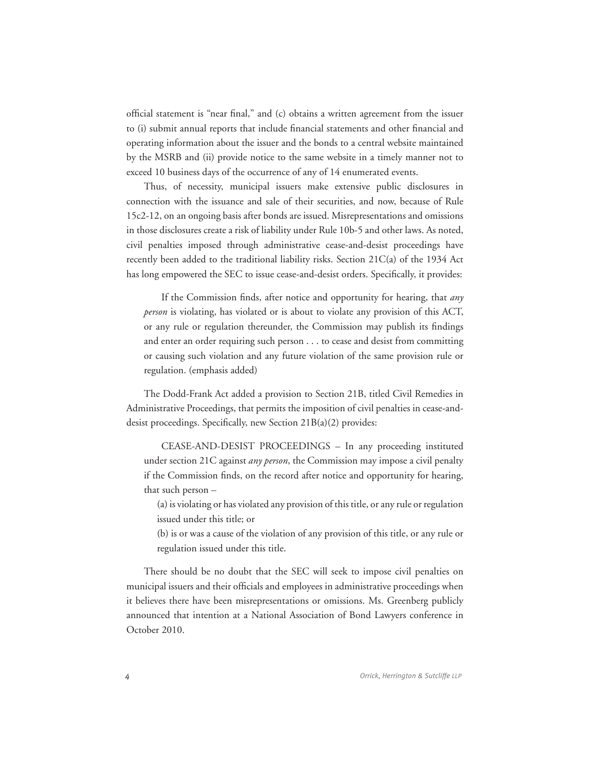official statement is "near final," and (c) obtains a written agreement from the issuer to (i) submit annual reports that include financial statements and other financial and operating information about the issuer and the bonds to a central website maintained by the MSRB and (ii) provide notice to the same website in a timely manner not to exceed 10 business days of the occurrence of any of 14 enumerated events.

Thus, of necessity, municipal issuers make extensive public disclosures in connection with the issuance and sale of their securities, and now, because of Rule 15c2-12, on an ongoing basis after bonds are issued. Misrepresentations and omissions in those disclosures create a risk of liability under Rule 10b-5 and other laws. As noted, civil penalties imposed through administrative cease-and-desist proceedings have recently been added to the traditional liability risks. Section 21C(a) of the 1934 Act has long empowered the SEC to issue cease-and-desist orders. Specifically, it provides:

> If the Commission finds, after notice and opportunity for hearing, that *any person* is violating, has violated or is about to violate any provision of this ACT, or any rule or regulation thereunder, the Commission may publish its findings and enter an order requiring such person . . . to cease and desist from committing or causing such violation and any future violation of the same provision rule or regulation. (emphasis added)

The Dodd-Frank Act added a provision to Section 21B, titled Civil Remedies in Administrative Proceedings, that permits the imposition of civil penalties in cease-and-desist proceedings. Specifically, new Section 21B(a)(2) provides:

> CEASE-AND-DESIST PROCEEDINGS – In any proceeding instituted under section 21C against *any person*, the Commission may impose a civil penalty if the Commission finds, on the record after notice and opportunity for hearing, that such person –
>
> (a) is violating or has violated any provision of this title, or any rule or regulation issued under this title; or
>
> (b) is or was a cause of the violation of any provision of this title, or any rule or regulation issued under this title.

There should be no doubt that the SEC will seek to impose civil penalties on municipal issuers and their officials and employees in administrative proceedings when it believes there have been misrepresentations or omissions. Ms. Greenberg publicly announced that intention at a National Association of Bond Lawyers conference in October 2010.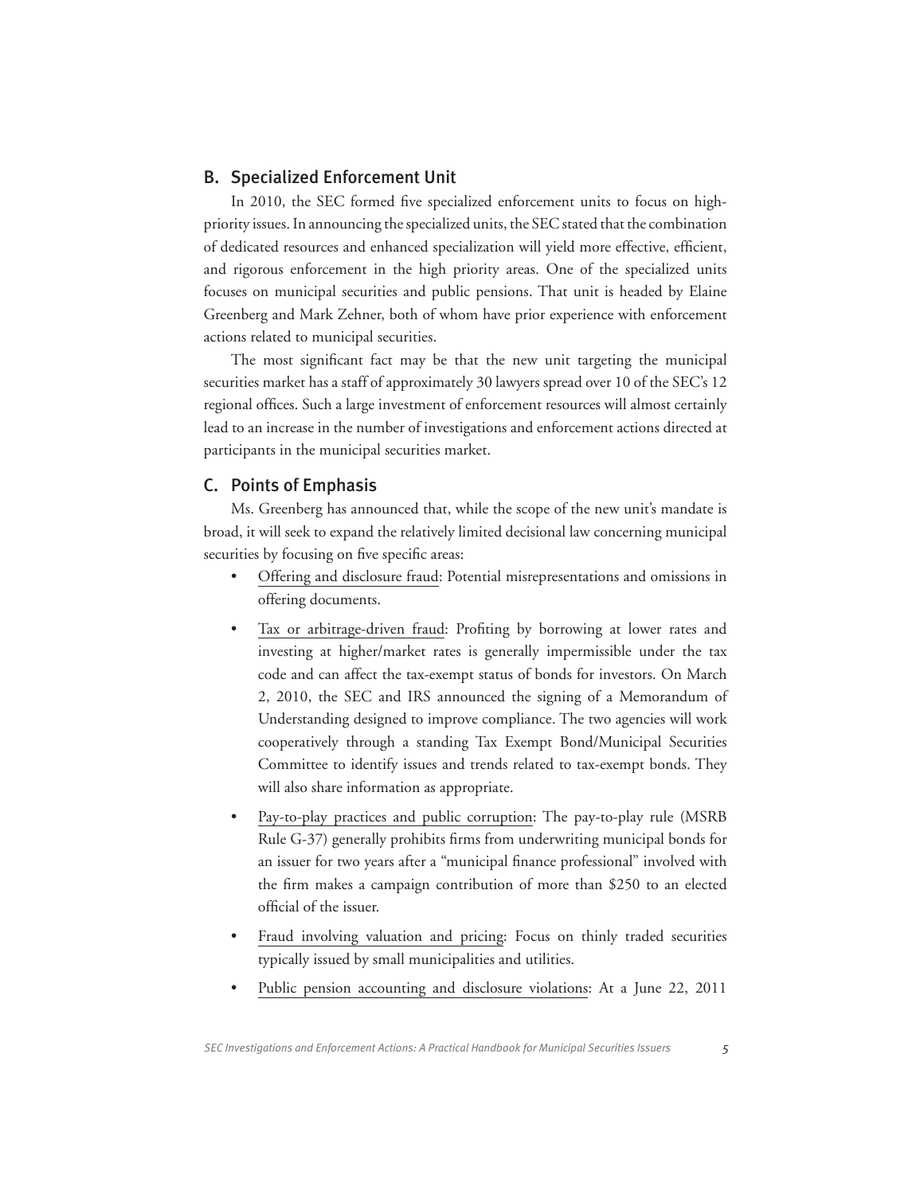## B. Specialized Enforcement Unit

In 2010, the SEC formed five specialized enforcement units to focus on high-priority issues. In announcing the specialized units, the SEC stated that the combination of dedicated resources and enhanced specialization will yield more effective, efficient, and rigorous enforcement in the high priority areas. One of the specialized units focuses on municipal securities and public pensions. That unit is headed by Elaine Greenberg and Mark Zehner, both of whom have prior experience with enforcement actions related to municipal securities.

The most significant fact may be that the new unit targeting the municipal securities market has a staff of approximately 30 lawyers spread over 10 of the SEC's 12 regional offices. Such a large investment of enforcement resources will almost certainly lead to an increase in the number of investigations and enforcement actions directed at participants in the municipal securities market.

## C. Points of Emphasis

Ms. Greenberg has announced that, while the scope of the new unit's mandate is broad, it will seek to expand the relatively limited decisional law concerning municipal securities by focusing on five specific areas:

- Offering and disclosure fraud: Potential misrepresentations and omissions in offering documents.
- Tax or arbitrage-driven fraud: Profiting by borrowing at lower rates and investing at higher/market rates is generally impermissible under the tax code and can affect the tax-exempt status of bonds for investors. On March 2, 2010, the SEC and IRS announced the signing of a Memorandum of Understanding designed to improve compliance. The two agencies will work cooperatively through a standing Tax Exempt Bond/Municipal Securities Committee to identify issues and trends related to tax-exempt bonds. They will also share information as appropriate.
- Pay-to-play practices and public corruption: The pay-to-play rule (MSRB Rule G-37) generally prohibits firms from underwriting municipal bonds for an issuer for two years after a "municipal finance professional" involved with the firm makes a campaign contribution of more than $250 to an elected official of the issuer.
- Fraud involving valuation and pricing: Focus on thinly traded securities typically issued by small municipalities and utilities.
- Public pension accounting and disclosure violations: At a June 22, 2011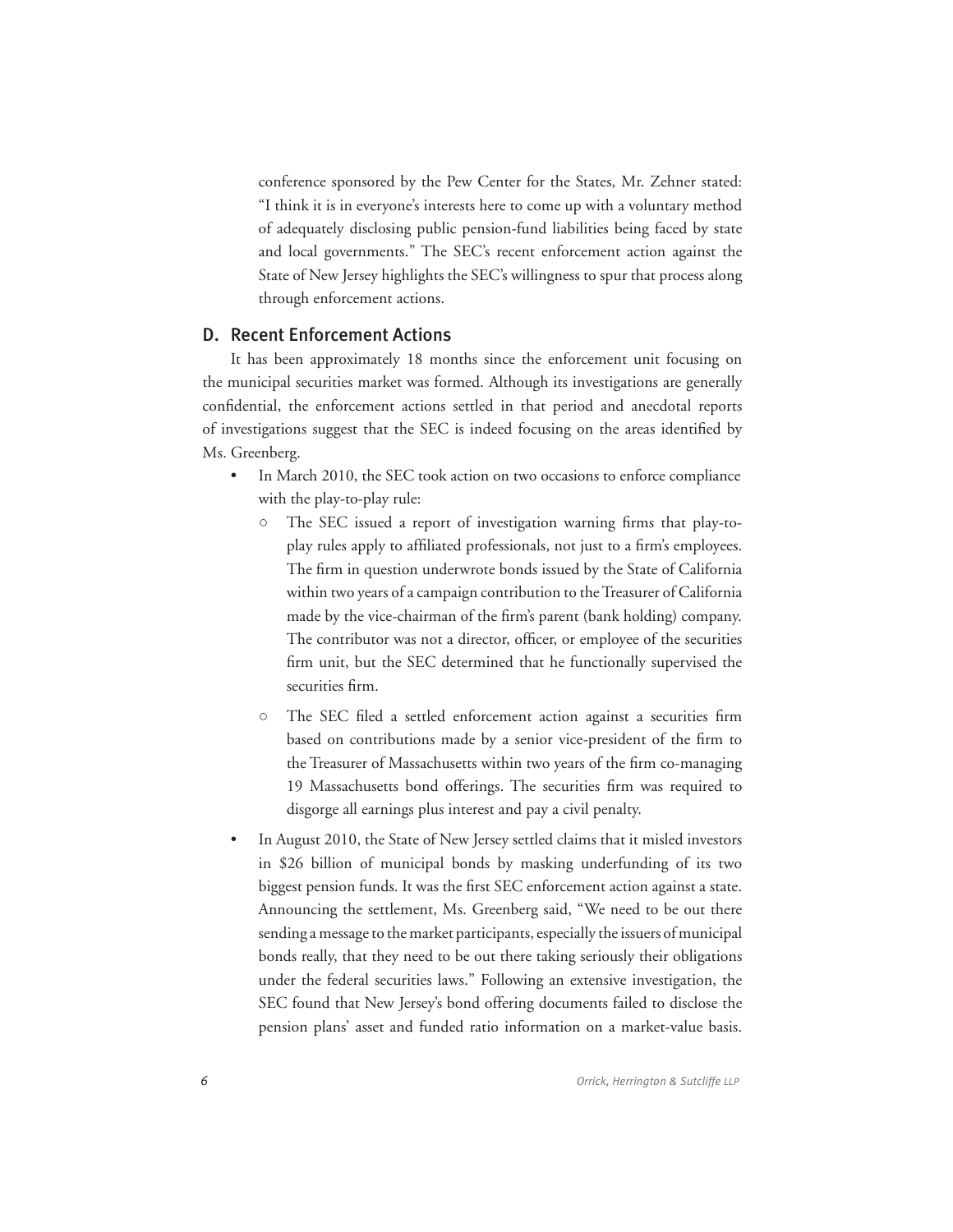conference sponsored by the Pew Center for the States, Mr. Zehner stated: "I think it is in everyone's interests here to come up with a voluntary method of adequately disclosing public pension-fund liabilities being faced by state and local governments." The SEC's recent enforcement action against the State of New Jersey highlights the SEC's willingness to spur that process along through enforcement actions.

## D. Recent Enforcement Actions

It has been approximately 18 months since the enforcement unit focusing on the municipal securities market was formed. Although its investigations are generally confidential, the enforcement actions settled in that period and anecdotal reports of investigations suggest that the SEC is indeed focusing on the areas identified by Ms. Greenberg.

- In March 2010, the SEC took action on two occasions to enforce compliance with the play-to-play rule:
  - The SEC issued a report of investigation warning firms that play-to-play rules apply to affiliated professionals, not just to a firm's employees. The firm in question underwrote bonds issued by the State of California within two years of a campaign contribution to the Treasurer of California made by the vice-chairman of the firm's parent (bank holding) company. The contributor was not a director, officer, or employee of the securities firm unit, but the SEC determined that he functionally supervised the securities firm.
  - The SEC filed a settled enforcement action against a securities firm based on contributions made by a senior vice-president of the firm to the Treasurer of Massachusetts within two years of the firm co-managing 19 Massachusetts bond offerings. The securities firm was required to disgorge all earnings plus interest and pay a civil penalty.
- In August 2010, the State of New Jersey settled claims that it misled investors in $26 billion of municipal bonds by masking underfunding of its two biggest pension funds. It was the first SEC enforcement action against a state. Announcing the settlement, Ms. Greenberg said, "We need to be out there sending a message to the market participants, especially the issuers of municipal bonds really, that they need to be out there taking seriously their obligations under the federal securities laws." Following an extensive investigation, the SEC found that New Jersey's bond offering documents failed to disclose the pension plans' asset and funded ratio information on a market-value basis.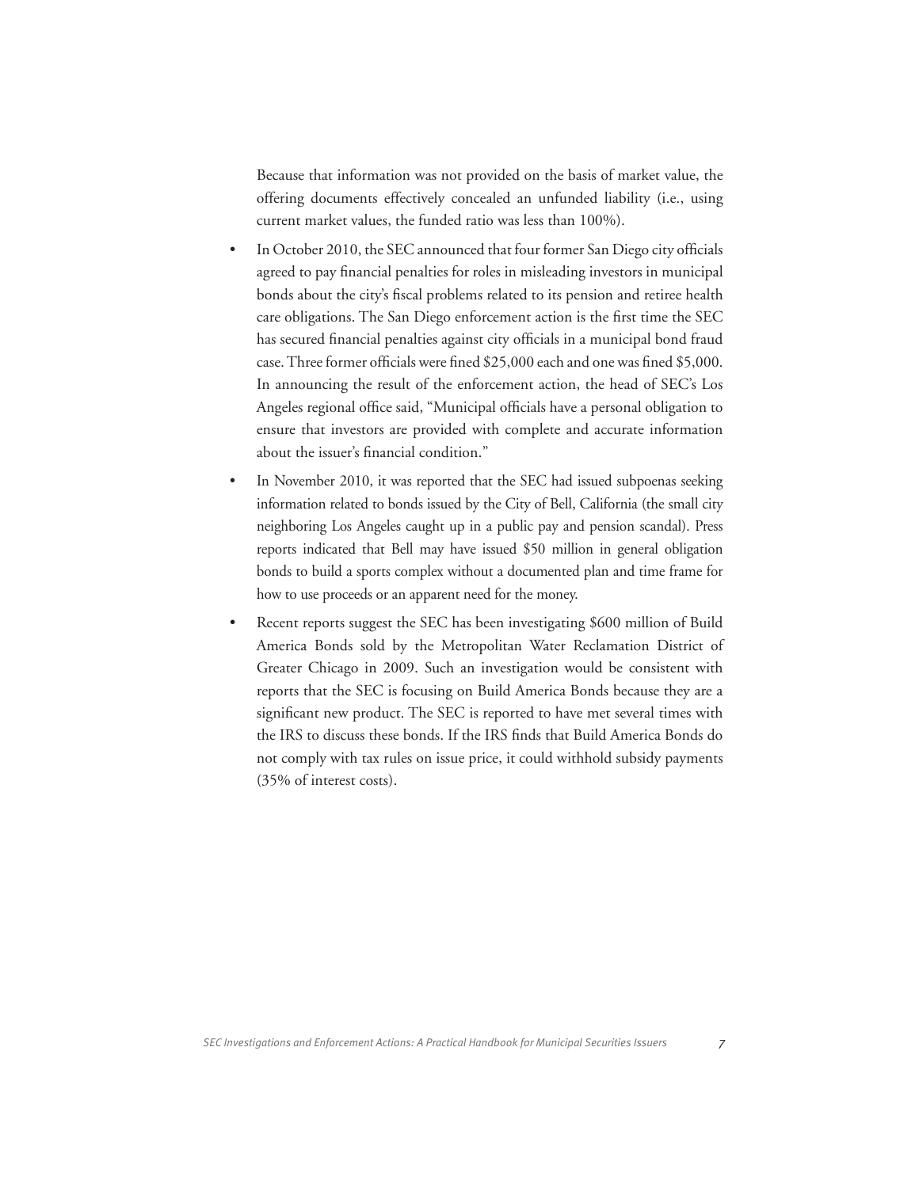Because that information was not provided on the basis of market value, the offering documents effectively concealed an unfunded liability (i.e., using current market values, the funded ratio was less than 100%).

- In October 2010, the SEC announced that four former San Diego city officials agreed to pay financial penalties for roles in misleading investors in municipal bonds about the city's fiscal problems related to its pension and retiree health care obligations. The San Diego enforcement action is the first time the SEC has secured financial penalties against city officials in a municipal bond fraud case. Three former officials were fined $25,000 each and one was fined $5,000. In announcing the result of the enforcement action, the head of SEC's Los Angeles regional office said, "Municipal officials have a personal obligation to ensure that investors are provided with complete and accurate information about the issuer's financial condition."
- In November 2010, it was reported that the SEC had issued subpoenas seeking information related to bonds issued by the City of Bell, California (the small city neighboring Los Angeles caught up in a public pay and pension scandal). Press reports indicated that Bell may have issued $50 million in general obligation bonds to build a sports complex without a documented plan and time frame for how to use proceeds or an apparent need for the money.
- Recent reports suggest the SEC has been investigating $600 million of Build America Bonds sold by the Metropolitan Water Reclamation District of Greater Chicago in 2009. Such an investigation would be consistent with reports that the SEC is focusing on Build America Bonds because they are a significant new product. The SEC is reported to have met several times with the IRS to discuss these bonds. If the IRS finds that Build America Bonds do not comply with tax rules on issue price, it could withhold subsidy payments (35% of interest costs).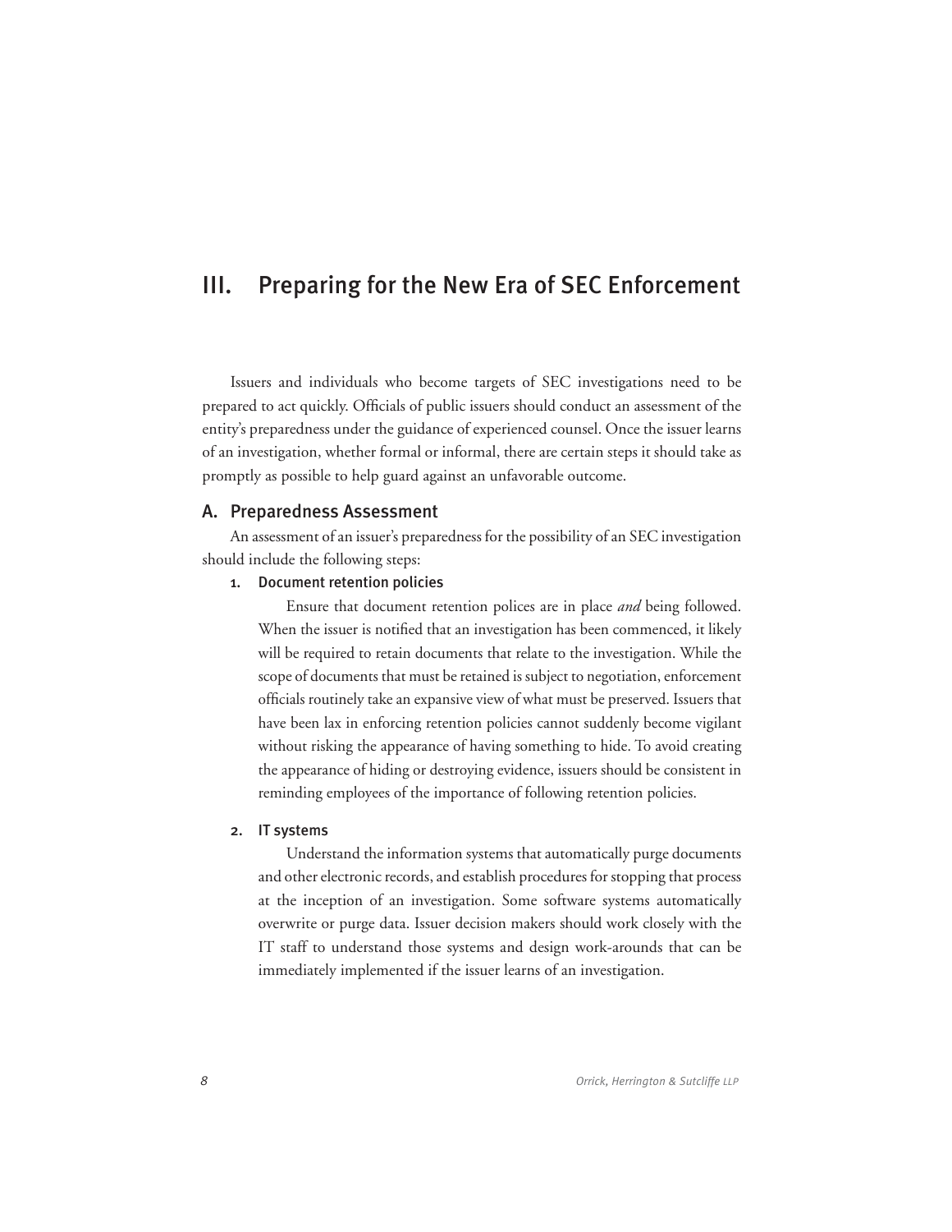# III. Preparing for the New Era of SEC Enforcement

Issuers and individuals who become targets of SEC investigations need to be prepared to act quickly. Officials of public issuers should conduct an assessment of the entity's preparedness under the guidance of experienced counsel. Once the issuer learns of an investigation, whether formal or informal, there are certain steps it should take as promptly as possible to help guard against an unfavorable outcome.

## A. Preparedness Assessment

An assessment of an issuer's preparedness for the possibility of an SEC investigation should include the following steps:

### 1. Document retention policies

Ensure that document retention polices are in place *and* being followed. When the issuer is notified that an investigation has been commenced, it likely will be required to retain documents that relate to the investigation. While the scope of documents that must be retained is subject to negotiation, enforcement officials routinely take an expansive view of what must be preserved. Issuers that have been lax in enforcing retention policies cannot suddenly become vigilant without risking the appearance of having something to hide. To avoid creating the appearance of hiding or destroying evidence, issuers should be consistent in reminding employees of the importance of following retention policies.

### 2. IT systems

Understand the information systems that automatically purge documents and other electronic records, and establish procedures for stopping that process at the inception of an investigation. Some software systems automatically overwrite or purge data. Issuer decision makers should work closely with the IT staff to understand those systems and design work-arounds that can be immediately implemented if the issuer learns of an investigation.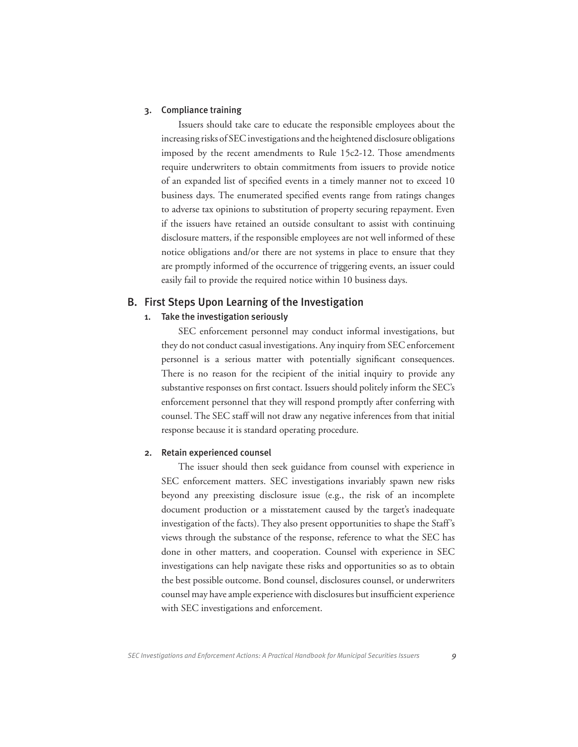### 3. Compliance training

Issuers should take care to educate the responsible employees about the increasing risks of SEC investigations and the heightened disclosure obligations imposed by the recent amendments to Rule 15c2-12. Those amendments require underwriters to obtain commitments from issuers to provide notice of an expanded list of specified events in a timely manner not to exceed 10 business days. The enumerated specified events range from ratings changes to adverse tax opinions to substitution of property securing repayment. Even if the issuers have retained an outside consultant to assist with continuing disclosure matters, if the responsible employees are not well informed of these notice obligations and/or there are not systems in place to ensure that they are promptly informed of the occurrence of triggering events, an issuer could easily fail to provide the required notice within 10 business days.

## B. First Steps Upon Learning of the Investigation

### 1. Take the investigation seriously

SEC enforcement personnel may conduct informal investigations, but they do not conduct casual investigations. Any inquiry from SEC enforcement personnel is a serious matter with potentially significant consequences. There is no reason for the recipient of the initial inquiry to provide any substantive responses on first contact. Issuers should politely inform the SEC's enforcement personnel that they will respond promptly after conferring with counsel. The SEC staff will not draw any negative inferences from that initial response because it is standard operating procedure.

### 2. Retain experienced counsel

The issuer should then seek guidance from counsel with experience in SEC enforcement matters. SEC investigations invariably spawn new risks beyond any preexisting disclosure issue (e.g., the risk of an incomplete document production or a misstatement caused by the target's inadequate investigation of the facts). They also present opportunities to shape the Staff's views through the substance of the response, reference to what the SEC has done in other matters, and cooperation. Counsel with experience in SEC investigations can help navigate these risks and opportunities so as to obtain the best possible outcome. Bond counsel, disclosures counsel, or underwriters counsel may have ample experience with disclosures but insufficient experience with SEC investigations and enforcement.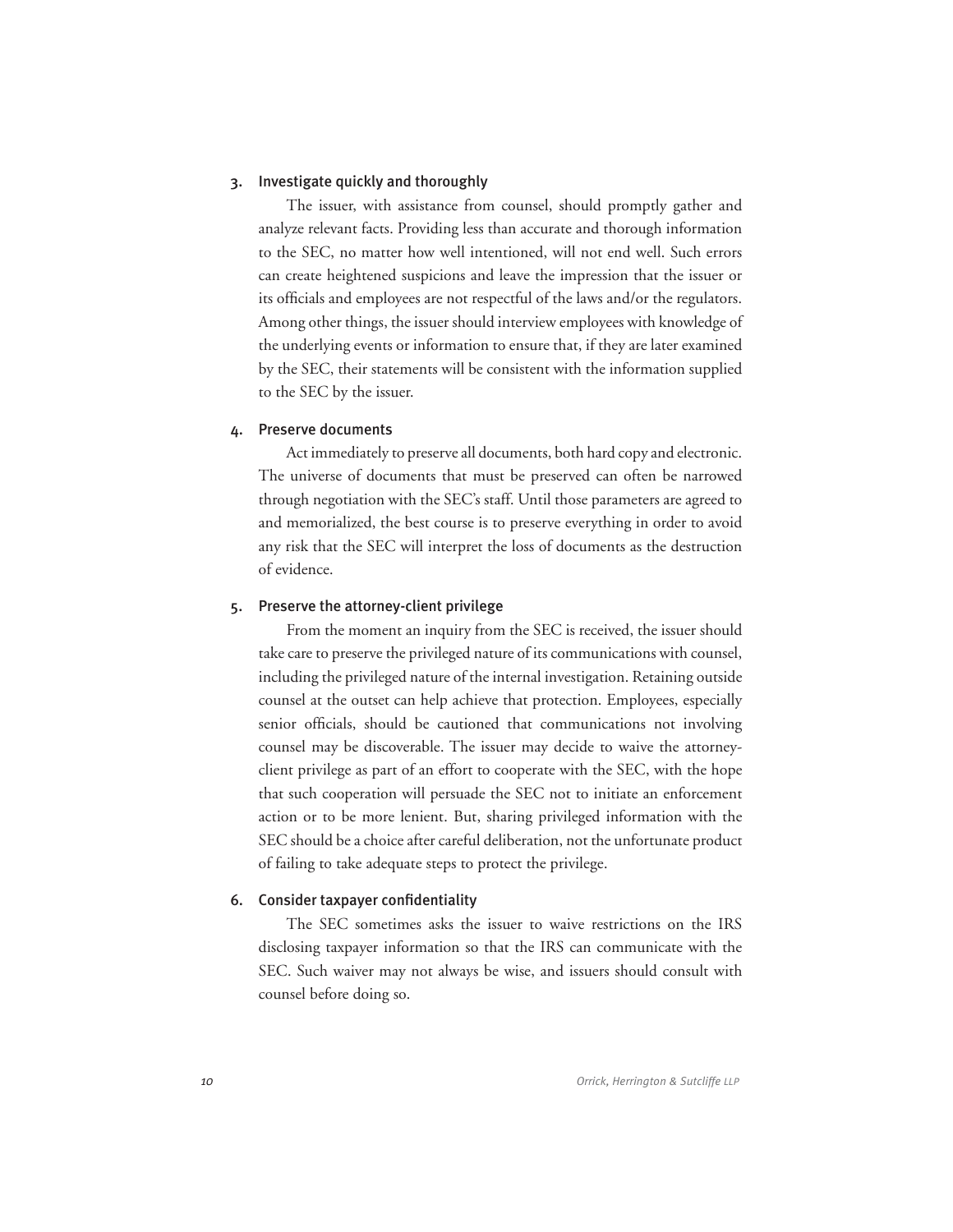### 3. Investigate quickly and thoroughly

The issuer, with assistance from counsel, should promptly gather and analyze relevant facts. Providing less than accurate and thorough information to the SEC, no matter how well intentioned, will not end well. Such errors can create heightened suspicions and leave the impression that the issuer or its officials and employees are not respectful of the laws and/or the regulators. Among other things, the issuer should interview employees with knowledge of the underlying events or information to ensure that, if they are later examined by the SEC, their statements will be consistent with the information supplied to the SEC by the issuer.

### 4. Preserve documents

Act immediately to preserve all documents, both hard copy and electronic. The universe of documents that must be preserved can often be narrowed through negotiation with the SEC's staff. Until those parameters are agreed to and memorialized, the best course is to preserve everything in order to avoid any risk that the SEC will interpret the loss of documents as the destruction of evidence.

### 5. Preserve the attorney-client privilege

From the moment an inquiry from the SEC is received, the issuer should take care to preserve the privileged nature of its communications with counsel, including the privileged nature of the internal investigation. Retaining outside counsel at the outset can help achieve that protection. Employees, especially senior officials, should be cautioned that communications not involving counsel may be discoverable. The issuer may decide to waive the attorney-client privilege as part of an effort to cooperate with the SEC, with the hope that such cooperation will persuade the SEC not to initiate an enforcement action or to be more lenient. But, sharing privileged information with the SEC should be a choice after careful deliberation, not the unfortunate product of failing to take adequate steps to protect the privilege.

### 6. Consider taxpayer confidentiality

The SEC sometimes asks the issuer to waive restrictions on the IRS disclosing taxpayer information so that the IRS can communicate with the SEC. Such waiver may not always be wise, and issuers should consult with counsel before doing so.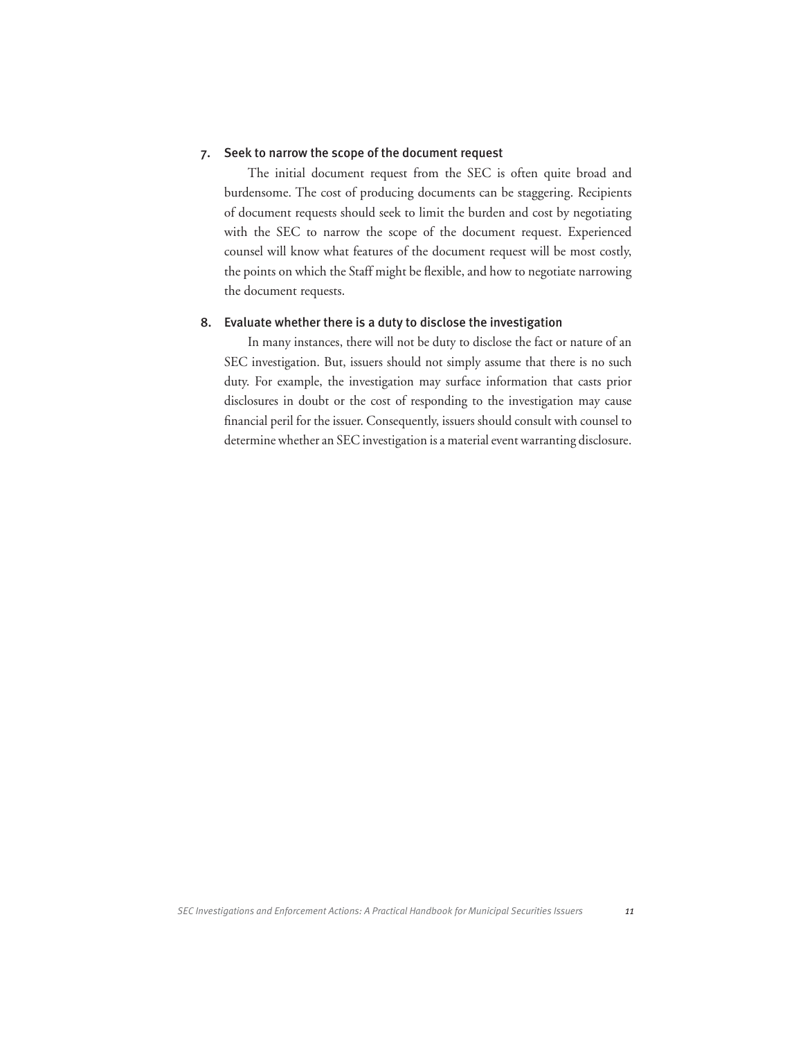### 7. Seek to narrow the scope of the document request

The initial document request from the SEC is often quite broad and burdensome. The cost of producing documents can be staggering. Recipients of document requests should seek to limit the burden and cost by negotiating with the SEC to narrow the scope of the document request. Experienced counsel will know what features of the document request will be most costly, the points on which the Staff might be flexible, and how to negotiate narrowing the document requests.

### 8. Evaluate whether there is a duty to disclose the investigation

In many instances, there will not be duty to disclose the fact or nature of an SEC investigation. But, issuers should not simply assume that there is no such duty. For example, the investigation may surface information that casts prior disclosures in doubt or the cost of responding to the investigation may cause financial peril for the issuer. Consequently, issuers should consult with counsel to determine whether an SEC investigation is a material event warranting disclosure.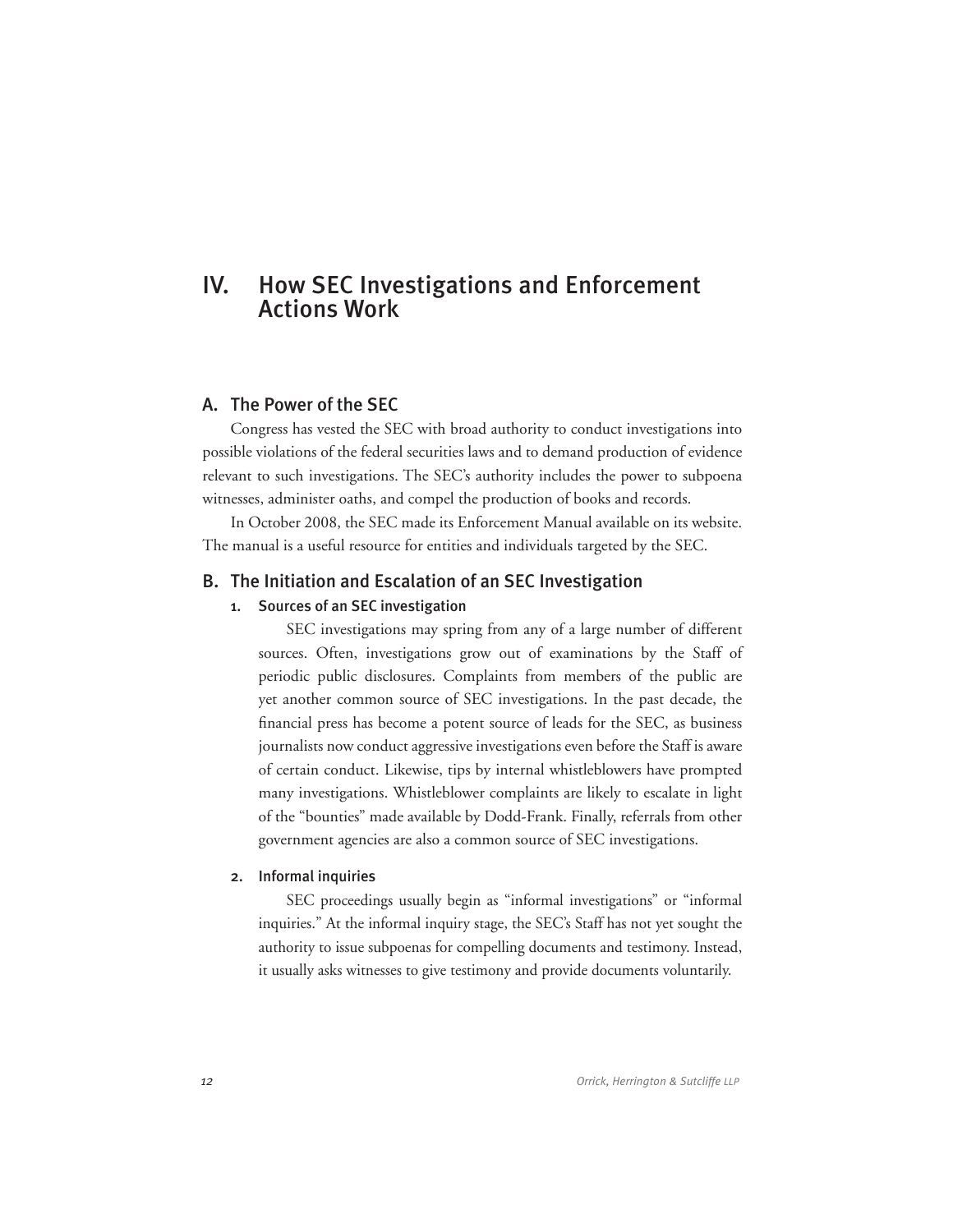# IV. How SEC Investigations and Enforcement Actions Work

## A. The Power of the SEC

Congress has vested the SEC with broad authority to conduct investigations into possible violations of the federal securities laws and to demand production of evidence relevant to such investigations. The SEC's authority includes the power to subpoena witnesses, administer oaths, and compel the production of books and records.

In October 2008, the SEC made its Enforcement Manual available on its website. The manual is a useful resource for entities and individuals targeted by the SEC.

## B. The Initiation and Escalation of an SEC Investigation

### 1. Sources of an SEC investigation

SEC investigations may spring from any of a large number of different sources. Often, investigations grow out of examinations by the Staff of periodic public disclosures. Complaints from members of the public are yet another common source of SEC investigations. In the past decade, the financial press has become a potent source of leads for the SEC, as business journalists now conduct aggressive investigations even before the Staff is aware of certain conduct. Likewise, tips by internal whistleblowers have prompted many investigations. Whistleblower complaints are likely to escalate in light of the "bounties" made available by Dodd-Frank. Finally, referrals from other government agencies are also a common source of SEC investigations.

### 2. Informal inquiries

SEC proceedings usually begin as "informal investigations" or "informal inquiries." At the informal inquiry stage, the SEC's Staff has not yet sought the authority to issue subpoenas for compelling documents and testimony. Instead, it usually asks witnesses to give testimony and provide documents voluntarily.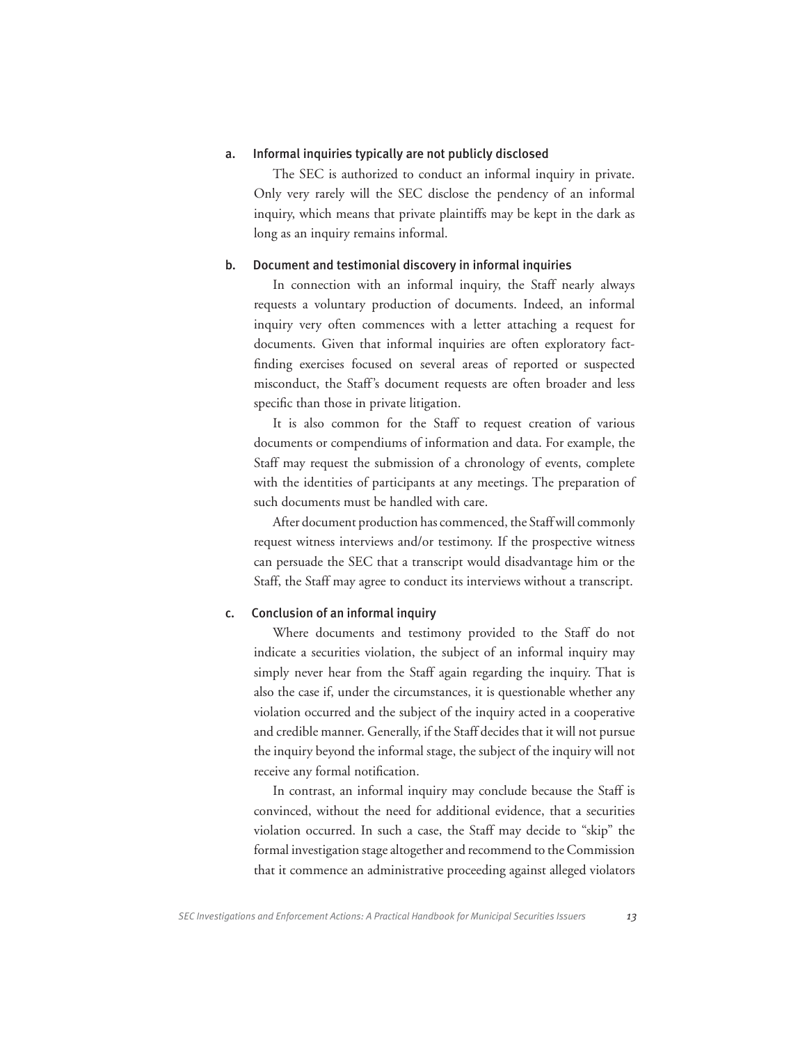### a. Informal inquiries typically are not publicly disclosed

The SEC is authorized to conduct an informal inquiry in private. Only very rarely will the SEC disclose the pendency of an informal inquiry, which means that private plaintiffs may be kept in the dark as long as an inquiry remains informal.

### b. Document and testimonial discovery in informal inquiries

In connection with an informal inquiry, the Staff nearly always requests a voluntary production of documents. Indeed, an informal inquiry very often commences with a letter attaching a request for documents. Given that informal inquiries are often exploratory fact-finding exercises focused on several areas of reported or suspected misconduct, the Staff's document requests are often broader and less specific than those in private litigation.

It is also common for the Staff to request creation of various documents or compendiums of information and data. For example, the Staff may request the submission of a chronology of events, complete with the identities of participants at any meetings. The preparation of such documents must be handled with care.

After document production has commenced, the Staff will commonly request witness interviews and/or testimony. If the prospective witness can persuade the SEC that a transcript would disadvantage him or the Staff, the Staff may agree to conduct its interviews without a transcript.

### c. Conclusion of an informal inquiry

Where documents and testimony provided to the Staff do not indicate a securities violation, the subject of an informal inquiry may simply never hear from the Staff again regarding the inquiry. That is also the case if, under the circumstances, it is questionable whether any violation occurred and the subject of the inquiry acted in a cooperative and credible manner. Generally, if the Staff decides that it will not pursue the inquiry beyond the informal stage, the subject of the inquiry will not receive any formal notification.

In contrast, an informal inquiry may conclude because the Staff is convinced, without the need for additional evidence, that a securities violation occurred. In such a case, the Staff may decide to "skip" the formal investigation stage altogether and recommend to the Commission that it commence an administrative proceeding against alleged violators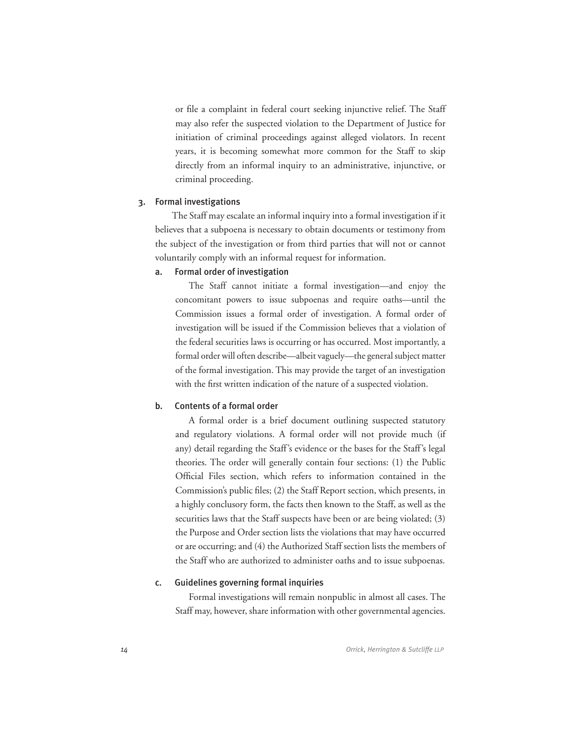or file a complaint in federal court seeking injunctive relief. The Staff may also refer the suspected violation to the Department of Justice for initiation of criminal proceedings against alleged violators. In recent years, it is becoming somewhat more common for the Staff to skip directly from an informal inquiry to an administrative, injunctive, or criminal proceeding.

### 3. Formal investigations

The Staff may escalate an informal inquiry into a formal investigation if it believes that a subpoena is necessary to obtain documents or testimony from the subject of the investigation or from third parties that will not or cannot voluntarily comply with an informal request for information.

#### a. Formal order of investigation

The Staff cannot initiate a formal investigation—and enjoy the concomitant powers to issue subpoenas and require oaths—until the Commission issues a formal order of investigation. A formal order of investigation will be issued if the Commission believes that a violation of the federal securities laws is occurring or has occurred. Most importantly, a formal order will often describe—albeit vaguely—the general subject matter of the formal investigation. This may provide the target of an investigation with the first written indication of the nature of a suspected violation.

#### b. Contents of a formal order

A formal order is a brief document outlining suspected statutory and regulatory violations. A formal order will not provide much (if any) detail regarding the Staff's evidence or the bases for the Staff's legal theories. The order will generally contain four sections: (1) the Public Official Files section, which refers to information contained in the Commission's public files; (2) the Staff Report section, which presents, in a highly conclusory form, the facts then known to the Staff, as well as the securities laws that the Staff suspects have been or are being violated; (3) the Purpose and Order section lists the violations that may have occurred or are occurring; and (4) the Authorized Staff section lists the members of the Staff who are authorized to administer oaths and to issue subpoenas.

#### c. Guidelines governing formal inquiries

Formal investigations will remain nonpublic in almost all cases. The Staff may, however, share information with other governmental agencies.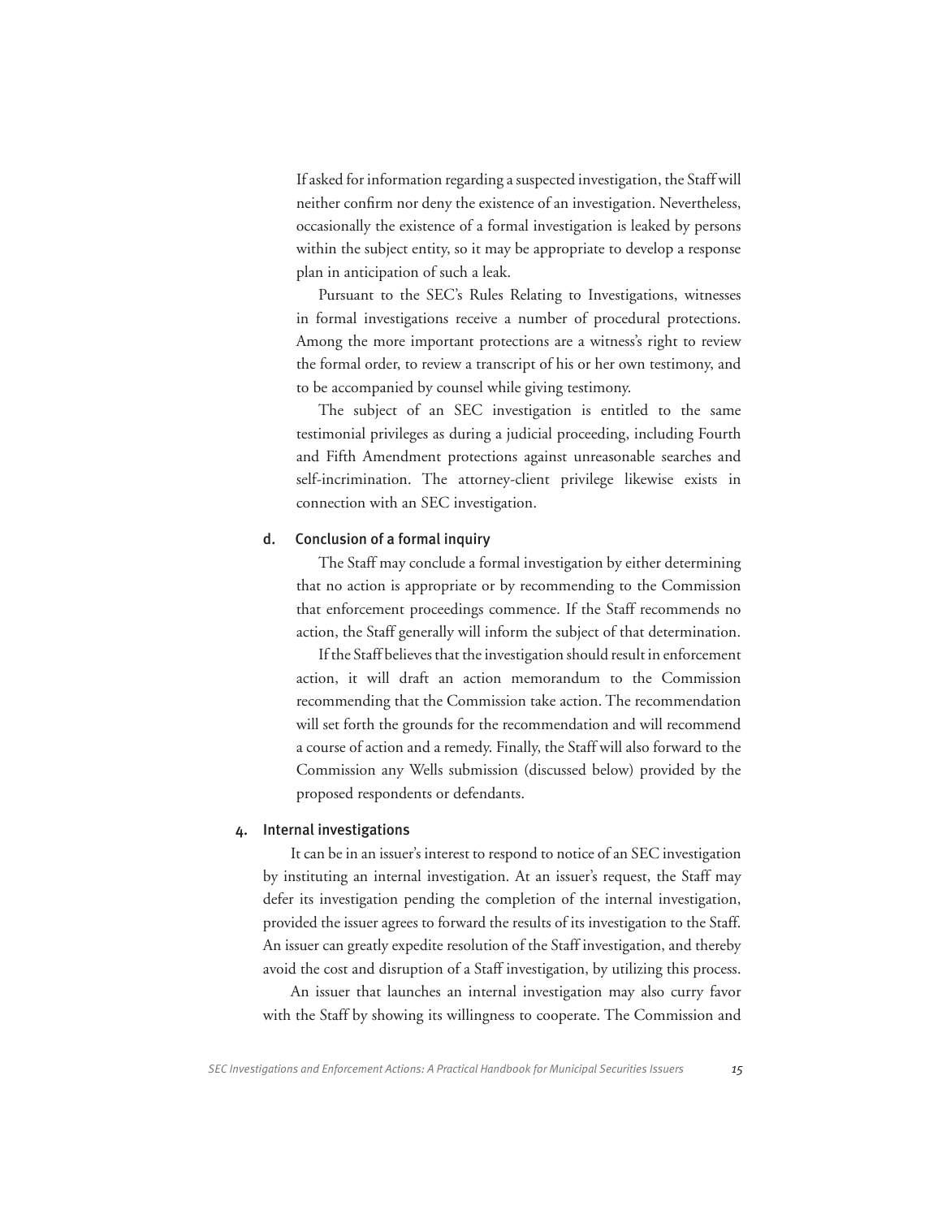If asked for information regarding a suspected investigation, the Staff will neither confirm nor deny the existence of an investigation. Nevertheless, occasionally the existence of a formal investigation is leaked by persons within the subject entity, so it may be appropriate to develop a response plan in anticipation of such a leak.

Pursuant to the SEC's Rules Relating to Investigations, witnesses in formal investigations receive a number of procedural protections. Among the more important protections are a witness's right to review the formal order, to review a transcript of his or her own testimony, and to be accompanied by counsel while giving testimony.

The subject of an SEC investigation is entitled to the same testimonial privileges as during a judicial proceeding, including Fourth and Fifth Amendment protections against unreasonable searches and self-incrimination. The attorney-client privilege likewise exists in connection with an SEC investigation.

#### d. Conclusion of a formal inquiry

The Staff may conclude a formal investigation by either determining that no action is appropriate or by recommending to the Commission that enforcement proceedings commence. If the Staff recommends no action, the Staff generally will inform the subject of that determination.

If the Staff believes that the investigation should result in enforcement action, it will draft an action memorandum to the Commission recommending that the Commission take action. The recommendation will set forth the grounds for the recommendation and will recommend a course of action and a remedy. Finally, the Staff will also forward to the Commission any Wells submission (discussed below) provided by the proposed respondents or defendants.

### 4. Internal investigations

It can be in an issuer's interest to respond to notice of an SEC investigation by instituting an internal investigation. At an issuer's request, the Staff may defer its investigation pending the completion of the internal investigation, provided the issuer agrees to forward the results of its investigation to the Staff. An issuer can greatly expedite resolution of the Staff investigation, and thereby avoid the cost and disruption of a Staff investigation, by utilizing this process.

An issuer that launches an internal investigation may also curry favor with the Staff by showing its willingness to cooperate. The Commission and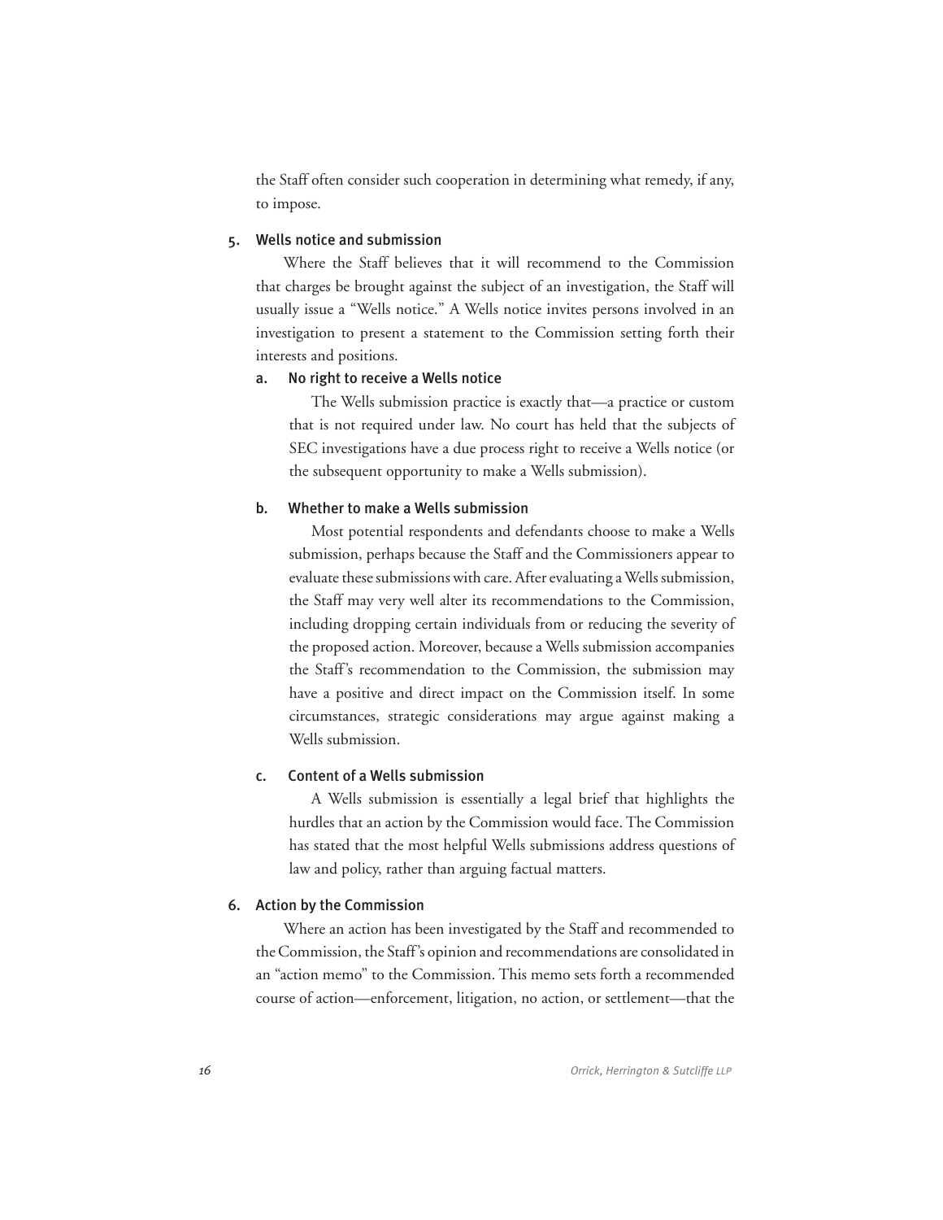the Staff often consider such cooperation in determining what remedy, if any, to impose.

### 5. Wells notice and submission

Where the Staff believes that it will recommend to the Commission that charges be brought against the subject of an investigation, the Staff will usually issue a "Wells notice." A Wells notice invites persons involved in an investigation to present a statement to the Commission setting forth their interests and positions.

#### a. No right to receive a Wells notice

The Wells submission practice is exactly that—a practice or custom that is not required under law. No court has held that the subjects of SEC investigations have a due process right to receive a Wells notice (or the subsequent opportunity to make a Wells submission).

#### b. Whether to make a Wells submission

Most potential respondents and defendants choose to make a Wells submission, perhaps because the Staff and the Commissioners appear to evaluate these submissions with care. After evaluating a Wells submission, the Staff may very well alter its recommendations to the Commission, including dropping certain individuals from or reducing the severity of the proposed action. Moreover, because a Wells submission accompanies the Staff's recommendation to the Commission, the submission may have a positive and direct impact on the Commission itself. In some circumstances, strategic considerations may argue against making a Wells submission.

#### c. Content of a Wells submission

A Wells submission is essentially a legal brief that highlights the hurdles that an action by the Commission would face. The Commission has stated that the most helpful Wells submissions address questions of law and policy, rather than arguing factual matters.

### 6. Action by the Commission

Where an action has been investigated by the Staff and recommended to the Commission, the Staff's opinion and recommendations are consolidated in an "action memo" to the Commission. This memo sets forth a recommended course of action—enforcement, litigation, no action, or settlement—that the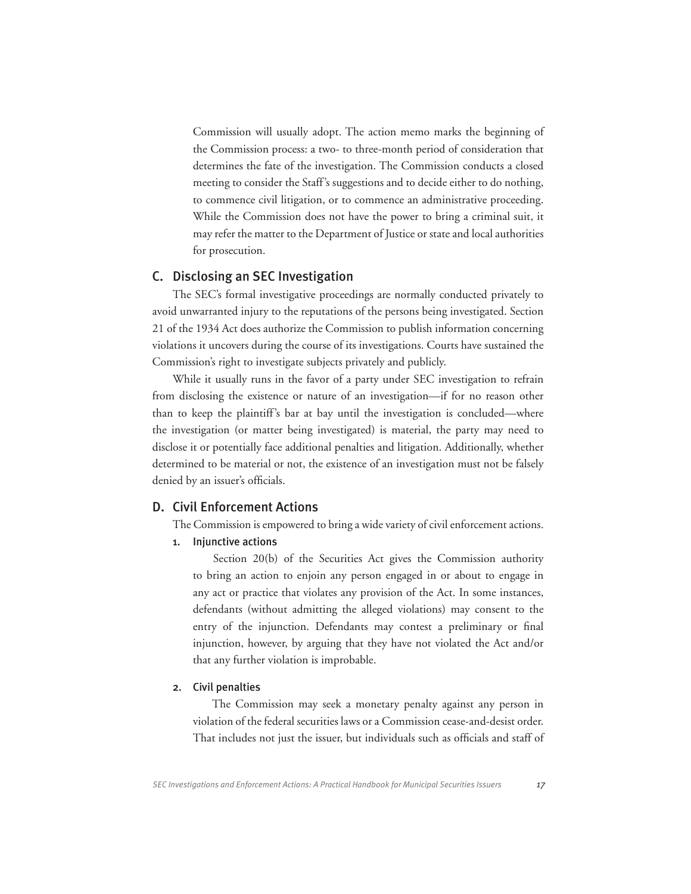Commission will usually adopt. The action memo marks the beginning of the Commission process: a two- to three-month period of consideration that determines the fate of the investigation. The Commission conducts a closed meeting to consider the Staff's suggestions and to decide either to do nothing, to commence civil litigation, or to commence an administrative proceeding. While the Commission does not have the power to bring a criminal suit, it may refer the matter to the Department of Justice or state and local authorities for prosecution.

## C. Disclosing an SEC Investigation

The SEC's formal investigative proceedings are normally conducted privately to avoid unwarranted injury to the reputations of the persons being investigated. Section 21 of the 1934 Act does authorize the Commission to publish information concerning violations it uncovers during the course of its investigations. Courts have sustained the Commission's right to investigate subjects privately and publicly.

While it usually runs in the favor of a party under SEC investigation to refrain from disclosing the existence or nature of an investigation—if for no reason other than to keep the plaintiff's bar at bay until the investigation is concluded—where the investigation (or matter being investigated) is material, the party may need to disclose it or potentially face additional penalties and litigation. Additionally, whether determined to be material or not, the existence of an investigation must not be falsely denied by an issuer's officials.

## D. Civil Enforcement Actions

The Commission is empowered to bring a wide variety of civil enforcement actions.

### 1. Injunctive actions

Section 20(b) of the Securities Act gives the Commission authority to bring an action to enjoin any person engaged in or about to engage in any act or practice that violates any provision of the Act. In some instances, defendants (without admitting the alleged violations) may consent to the entry of the injunction. Defendants may contest a preliminary or final injunction, however, by arguing that they have not violated the Act and/or that any further violation is improbable.

### 2. Civil penalties

The Commission may seek a monetary penalty against any person in violation of the federal securities laws or a Commission cease-and-desist order. That includes not just the issuer, but individuals such as officials and staff of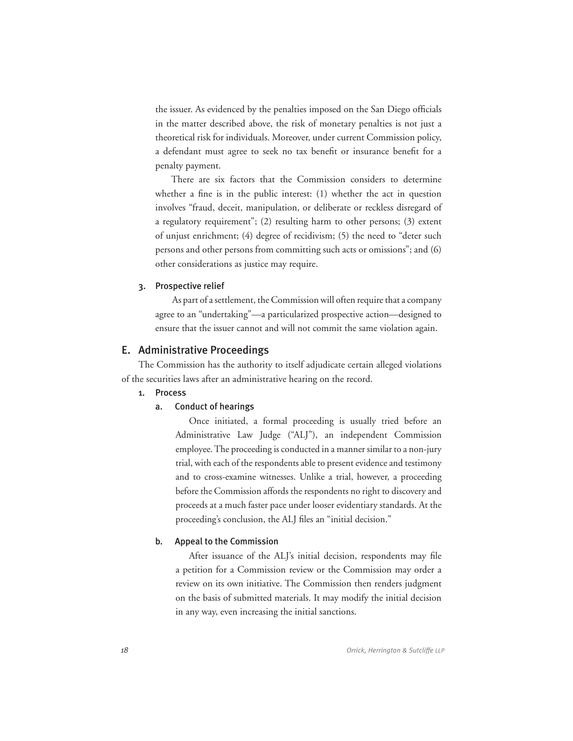the issuer. As evidenced by the penalties imposed on the San Diego officials in the matter described above, the risk of monetary penalties is not just a theoretical risk for individuals. Moreover, under current Commission policy, a defendant must agree to seek no tax benefit or insurance benefit for a penalty payment.

There are six factors that the Commission considers to determine whether a fine is in the public interest: (1) whether the act in question involves "fraud, deceit, manipulation, or deliberate or reckless disregard of a regulatory requirement"; (2) resulting harm to other persons; (3) extent of unjust enrichment; (4) degree of recidivism; (5) the need to "deter such persons and other persons from committing such acts or omissions"; and (6) other considerations as justice may require.

#### 3. Prospective relief

As part of a settlement, the Commission will often require that a company agree to an "undertaking"—a particularized prospective action—designed to ensure that the issuer cannot and will not commit the same violation again.

## E. Administrative Proceedings

The Commission has the authority to itself adjudicate certain alleged violations of the securities laws after an administrative hearing on the record.

### 1. Process

#### a. Conduct of hearings

Once initiated, a formal proceeding is usually tried before an Administrative Law Judge ("ALJ"), an independent Commission employee. The proceeding is conducted in a manner similar to a non-jury trial, with each of the respondents able to present evidence and testimony and to cross-examine witnesses. Unlike a trial, however, a proceeding before the Commission affords the respondents no right to discovery and proceeds at a much faster pace under looser evidentiary standards. At the proceeding's conclusion, the ALJ files an "initial decision."

#### b. Appeal to the Commission

After issuance of the ALJ's initial decision, respondents may file a petition for a Commission review or the Commission may order a review on its own initiative. The Commission then renders judgment on the basis of submitted materials. It may modify the initial decision in any way, even increasing the initial sanctions.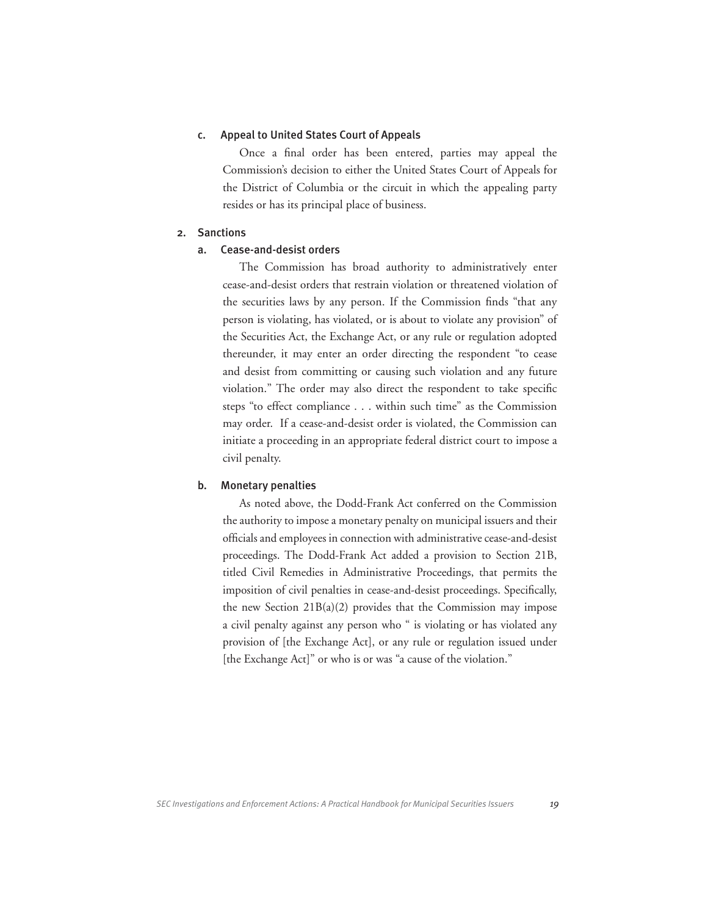#### c. Appeal to United States Court of Appeals

Once a final order has been entered, parties may appeal the Commission's decision to either the United States Court of Appeals for the District of Columbia or the circuit in which the appealing party resides or has its principal place of business.

### 2. Sanctions

#### a. Cease-and-desist orders

The Commission has broad authority to administratively enter cease-and-desist orders that restrain violation or threatened violation of the securities laws by any person. If the Commission finds "that any person is violating, has violated, or is about to violate any provision" of the Securities Act, the Exchange Act, or any rule or regulation adopted thereunder, it may enter an order directing the respondent "to cease and desist from committing or causing such violation and any future violation." The order may also direct the respondent to take specific steps "to effect compliance . . . within such time" as the Commission may order. If a cease-and-desist order is violated, the Commission can initiate a proceeding in an appropriate federal district court to impose a civil penalty.

#### b. Monetary penalties

As noted above, the Dodd-Frank Act conferred on the Commission the authority to impose a monetary penalty on municipal issuers and their officials and employees in connection with administrative cease-and-desist proceedings. The Dodd-Frank Act added a provision to Section 21B, titled Civil Remedies in Administrative Proceedings, that permits the imposition of civil penalties in cease-and-desist proceedings. Specifically, the new Section 21B(a)(2) provides that the Commission may impose a civil penalty against any person who " is violating or has violated any provision of [the Exchange Act], or any rule or regulation issued under [the Exchange Act]" or who is or was "a cause of the violation."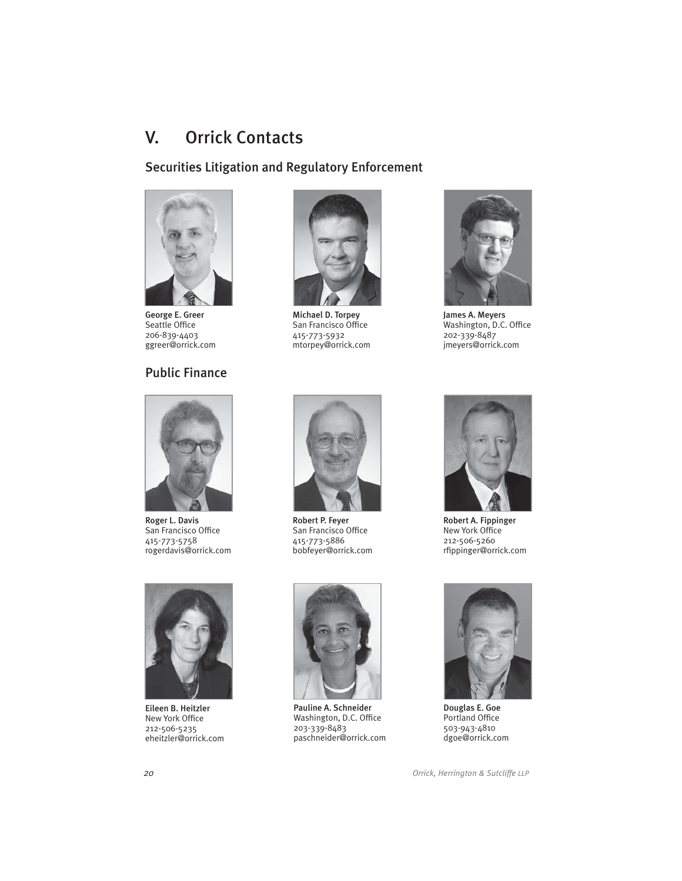# V. Orrick Contacts

## Securities Litigation and Regulatory Enforcement

**George E. Greer**
Seattle Office
206-839-4403
ggreer@orrick.com

**Michael D. Torpey**
San Francisco Office
415-773-5932
mtorpey@orrick.com

**James A. Meyers**
Washington, D.C. Office
202-339-8487
jmeyers@orrick.com

## Public Finance

**Roger L. Davis**
San Francisco Office
415-773-5758
rogerdavis@orrick.com

**Robert P. Feyer**
San Francisco Office
415-773-5886
bobfeyer@orrick.com

**Robert A. Fippinger**
New York Office
212-506-5260
rfippinger@orrick.com

**Eileen B. Heitzler**
New York Office
212-506-5235
eheitzler@orrick.com

**Pauline A. Schneider**
Washington, D.C. Office
203-339-8483
paschneider@orrick.com

**Douglas E. Goe**
Portland Office
503-943-4810
dgoe@orrick.com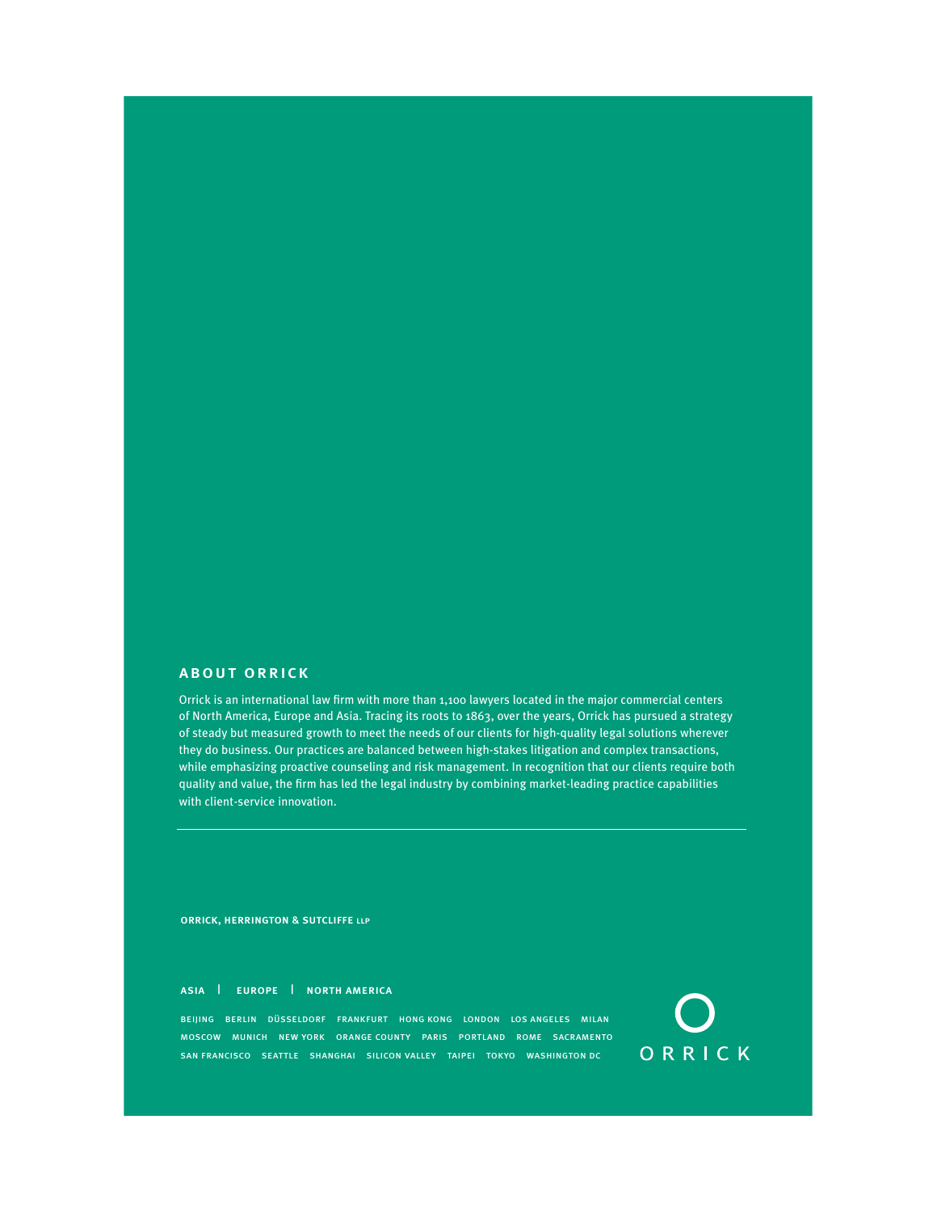## ABOUT ORRICK

Orrick is an international law firm with more than 1,100 lawyers located in the major commercial centers of North America, Europe and Asia. Tracing its roots to 1863, over the years, Orrick has pursued a strategy of steady but measured growth to meet the needs of our clients for high-quality legal solutions wherever they do business. Our practices are balanced between high-stakes litigation and complex transactions, while emphasizing proactive counseling and risk management. In recognition that our clients require both quality and value, the firm has led the legal industry by combining market-leading practice capabilities with client-service innovation.

---

**ORRICK, HERRINGTON & SUTCLIFFE LLP**

**ASIA | EUROPE | NORTH AMERICA**

BEIJING BERLIN DÜSSELDORF FRANKFURT HONG KONG LONDON LOS ANGELES MILAN MOSCOW MUNICH NEW YORK ORANGE COUNTY PARIS PORTLAND ROME SACRAMENTO SAN FRANCISCO SEATTLE SHANGHAI SILICON VALLEY TAIPEI TOKYO WASHINGTON DC

ORRICK